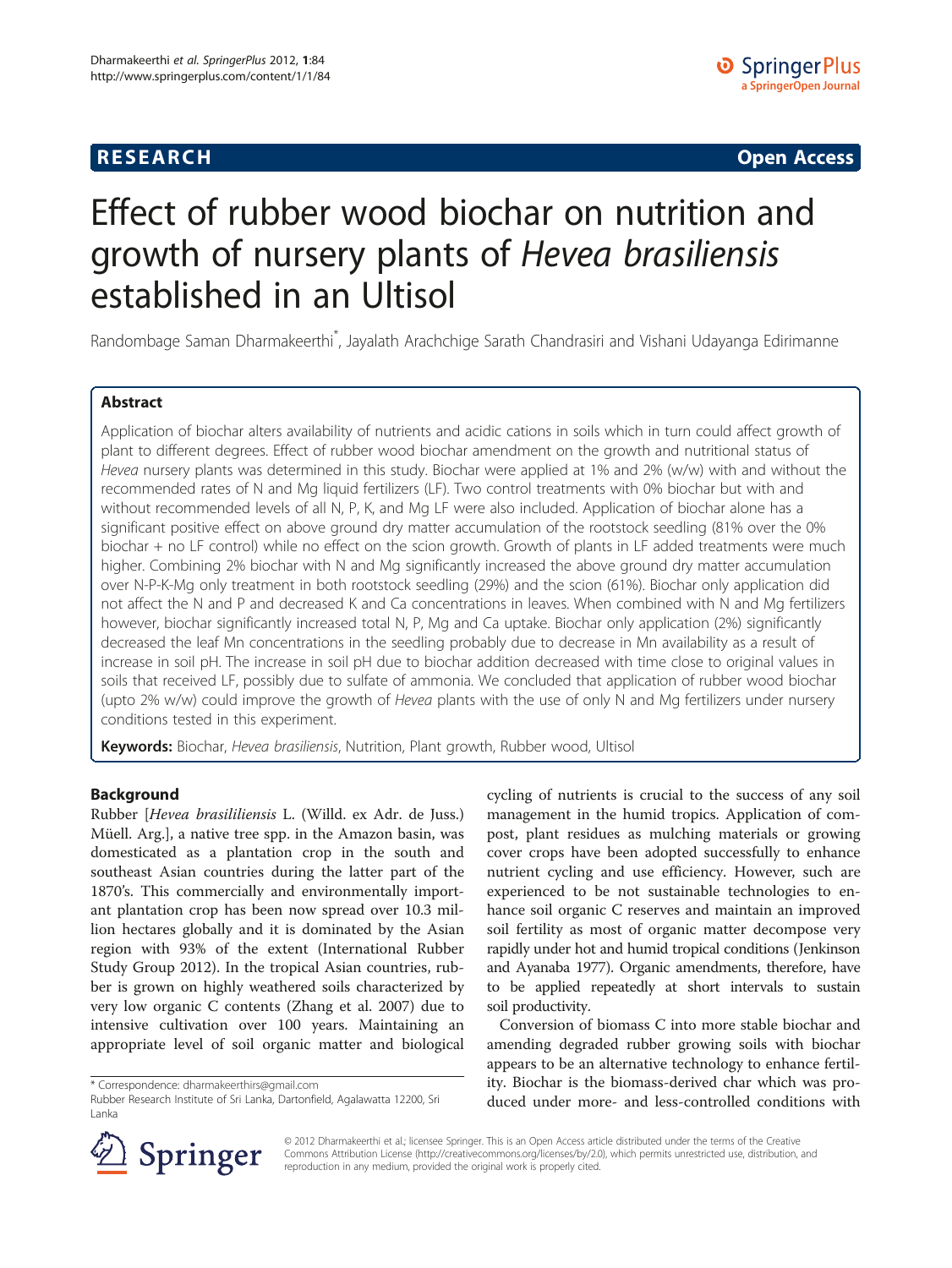**RESEARCH** **Open Access**

# Effect of rubber wood biochar on nutrition and growth of nursery plants of *Hevea brasiliensis* established in an Ultisol

Randombage Saman Dharmakeerthi*, Jayalath Arachchige Sarath Chandrasiri and Vishani Udayanga Edirimanne

## Abstract

Application of biochar alters availability of nutrients and acidic cations in soils which in turn could affect growth of plant to different degrees. Effect of rubber wood biochar amendment on the growth and nutritional status of *Hevea* nursery plants was determined in this study. Biochar were applied at 1% and 2% (w/w) with and without the recommended rates of N and Mg liquid fertilizers (LF). Two control treatments with 0% biochar but with and without recommended levels of all N, P, K, and Mg LF were also included. Application of biochar alone has a significant positive effect on above ground dry matter accumulation of the rootstock seedling (81% over the 0% biochar + no LF control) while no effect on the scion growth. Growth of plants in LF added treatments were much higher. Combining 2% biochar with N and Mg significantly increased the above ground dry matter accumulation over N-P-K-Mg only treatment in both rootstock seedling (29%) and the scion (61%). Biochar only application did not affect the N and P and decreased K and Ca concentrations in leaves. When combined with N and Mg fertilizers however, biochar significantly increased total N, P, Mg and Ca uptake. Biochar only application (2%) significantly decreased the leaf Mn concentrations in the seedling probably due to decrease in Mn availability as a result of increase in soil pH. The increase in soil pH due to biochar addition decreased with time close to original values in soils that received LF, possibly due to sulfate of ammonia. We concluded that application of rubber wood biochar (upto 2% w/w) could improve the growth of *Hevea* plants with the use of only N and Mg fertilizers under nursery conditions tested in this experiment.

**Keywords:** Biochar, *Hevea brasiliensis*, Nutrition, Plant growth, Rubber wood, Ultisol

## Background

Rubber [*Hevea brasililiensis* L. (Willd. ex Adr. de Juss.) Müell. Arg.], a native tree spp. in the Amazon basin, was domesticated as a plantation crop in the south and southeast Asian countries during the latter part of the 1870's. This commercially and environmentally important plantation crop has been now spread over 10.3 million hectares globally and it is dominated by the Asian region with 93% of the extent (International Rubber Study Group 2012). In the tropical Asian countries, rubber is grown on highly weathered soils characterized by very low organic C contents (Zhang et al. 2007) due to intensive cultivation over 100 years. Maintaining an appropriate level of soil organic matter and biological cycling of nutrients is crucial to the success of any soil management in the humid tropics. Application of compost, plant residues as mulching materials or growing cover crops have been adopted successfully to enhance nutrient cycling and use efficiency. However, such are experienced to be not sustainable technologies to enhance soil organic C reserves and maintain an improved soil fertility as most of organic matter decompose very rapidly under hot and humid tropical conditions (Jenkinson and Ayanaba 1977). Organic amendments, therefore, have to be applied repeatedly at short intervals to sustain soil productivity.

Conversion of biomass C into more stable biochar and amending degraded rubber growing soils with biochar appears to be an alternative technology to enhance fertility. Biochar is the biomass-derived char which was produced under more- and less-controlled conditions with

\* Correspondence: dharmakeerthirs@gmail.com
Rubber Research Institute of Sri Lanka, Dartonfield, Agalawatta 12200, Sri Lanka

© 2012 Dharmakeerthi et al.; licensee Springer. This is an Open Access article distributed under the terms of the Creative Commons Attribution License (http://creativecommons.org/licenses/by/2.0), which permits unrestricted use, distribution, and reproduction in any medium, provided the original work is properly cited.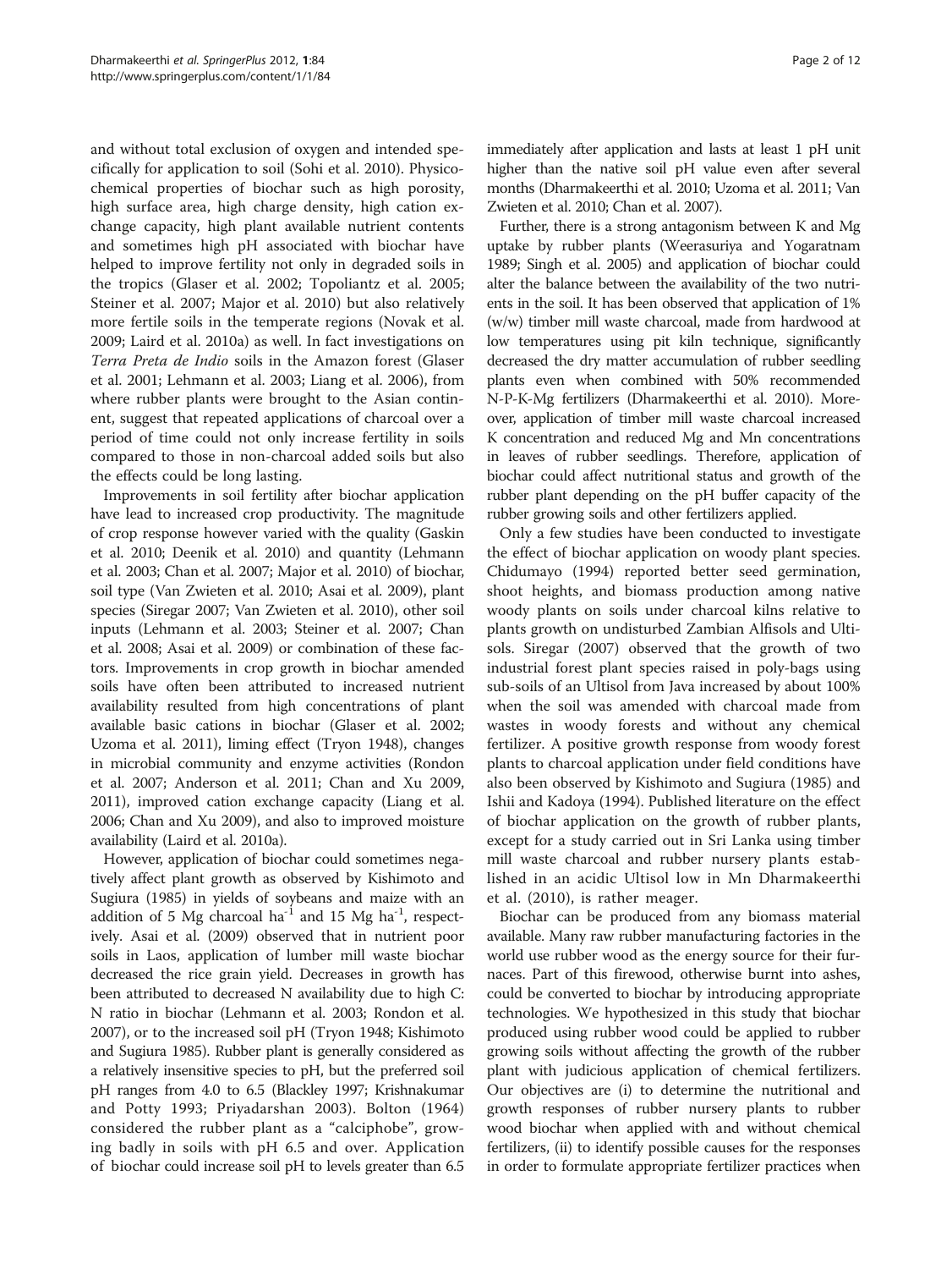and without total exclusion of oxygen and intended specifically for application to soil (Sohi et al. 2010). Physicochemical properties of biochar such as high porosity, high surface area, high charge density, high cation exchange capacity, high plant available nutrient contents and sometimes high pH associated with biochar have helped to improve fertility not only in degraded soils in the tropics (Glaser et al. 2002; Topoliantz et al. 2005; Steiner et al. 2007; Major et al. 2010) but also relatively more fertile soils in the temperate regions (Novak et al. 2009; Laird et al. 2010a) as well. In fact investigations on *Terra Preta de Indio* soils in the Amazon forest (Glaser et al. 2001; Lehmann et al. 2003; Liang et al. 2006), from where rubber plants were brought to the Asian continent, suggest that repeated applications of charcoal over a period of time could not only increase fertility in soils compared to those in non-charcoal added soils but also the effects could be long lasting.

Improvements in soil fertility after biochar application have lead to increased crop productivity. The magnitude of crop response however varied with the quality (Gaskin et al. 2010; Deenik et al. 2010) and quantity (Lehmann et al. 2003; Chan et al. 2007; Major et al. 2010) of biochar, soil type (Van Zwieten et al. 2010; Asai et al. 2009), plant species (Siregar 2007; Van Zwieten et al. 2010), other soil inputs (Lehmann et al. 2003; Steiner et al. 2007; Chan et al. 2008; Asai et al. 2009) or combination of these factors. Improvements in crop growth in biochar amended soils have often been attributed to increased nutrient availability resulted from high concentrations of plant available basic cations in biochar (Glaser et al. 2002; Uzoma et al. 2011), liming effect (Tryon 1948), changes in microbial community and enzyme activities (Rondon et al. 2007; Anderson et al. 2011; Chan and Xu 2009, 2011), improved cation exchange capacity (Liang et al. 2006; Chan and Xu 2009), and also to improved moisture availability (Laird et al. 2010a).

However, application of biochar could sometimes negatively affect plant growth as observed by Kishimoto and Sugiura (1985) in yields of soybeans and maize with an addition of 5 Mg charcoal $ha^{-1}$ and 15 Mg $ha^{-1}$, respectively. Asai et al. (2009) observed that in nutrient poor soils in Laos, application of lumber mill waste biochar decreased the rice grain yield. Decreases in growth has been attributed to decreased N availability due to high C: N ratio in biochar (Lehmann et al. 2003; Rondon et al. 2007), or to the increased soil pH (Tryon 1948; Kishimoto and Sugiura 1985). Rubber plant is generally considered as a relatively insensitive species to pH, but the preferred soil pH ranges from 4.0 to 6.5 (Blackley 1997; Krishnakumar and Potty 1993; Priyadarshan 2003). Bolton (1964) considered the rubber plant as a "calciphobe", growing badly in soils with pH 6.5 and over. Application of biochar could increase soil pH to levels greater than 6.5 immediately after application and lasts at least 1 pH unit higher than the native soil pH value even after several months (Dharmakeerthi et al. 2010; Uzoma et al. 2011; Van Zwieten et al. 2010; Chan et al. 2007).

Further, there is a strong antagonism between K and Mg uptake by rubber plants (Weerasuriya and Yogaratnam 1989; Singh et al. 2005) and application of biochar could alter the balance between the availability of the two nutrients in the soil. It has been observed that application of 1% (w/w) timber mill waste charcoal, made from hardwood at low temperatures using pit kiln technique, significantly decreased the dry matter accumulation of rubber seedling plants even when combined with 50% recommended N-P-K-Mg fertilizers (Dharmakeerthi et al. 2010). Moreover, application of timber mill waste charcoal increased K concentration and reduced Mg and Mn concentrations in leaves of rubber seedlings. Therefore, application of biochar could affect nutritional status and growth of the rubber plant depending on the pH buffer capacity of the rubber growing soils and other fertilizers applied.

Only a few studies have been conducted to investigate the effect of biochar application on woody plant species. Chidumayo (1994) reported better seed germination, shoot heights, and biomass production among native woody plants on soils under charcoal kilns relative to plants growth on undisturbed Zambian Alfisols and Ultisols. Siregar (2007) observed that the growth of two industrial forest plant species raised in poly-bags using sub-soils of an Ultisol from Java increased by about 100% when the soil was amended with charcoal made from wastes in woody forests and without any chemical fertilizer. A positive growth response from woody forest plants to charcoal application under field conditions have also been observed by Kishimoto and Sugiura (1985) and Ishii and Kadoya (1994). Published literature on the effect of biochar application on the growth of rubber plants, except for a study carried out in Sri Lanka using timber mill waste charcoal and rubber nursery plants established in an acidic Ultisol low in Mn Dharmakeerthi et al. (2010), is rather meager.

Biochar can be produced from any biomass material available. Many raw rubber manufacturing factories in the world use rubber wood as the energy source for their furnaces. Part of this firewood, otherwise burnt into ashes, could be converted to biochar by introducing appropriate technologies. We hypothesized in this study that biochar produced using rubber wood could be applied to rubber growing soils without affecting the growth of the rubber plant with judicious application of chemical fertilizers. Our objectives are (i) to determine the nutritional and growth responses of rubber nursery plants to rubber wood biochar when applied with and without chemical fertilizers, (ii) to identify possible causes for the responses in order to formulate appropriate fertilizer practices when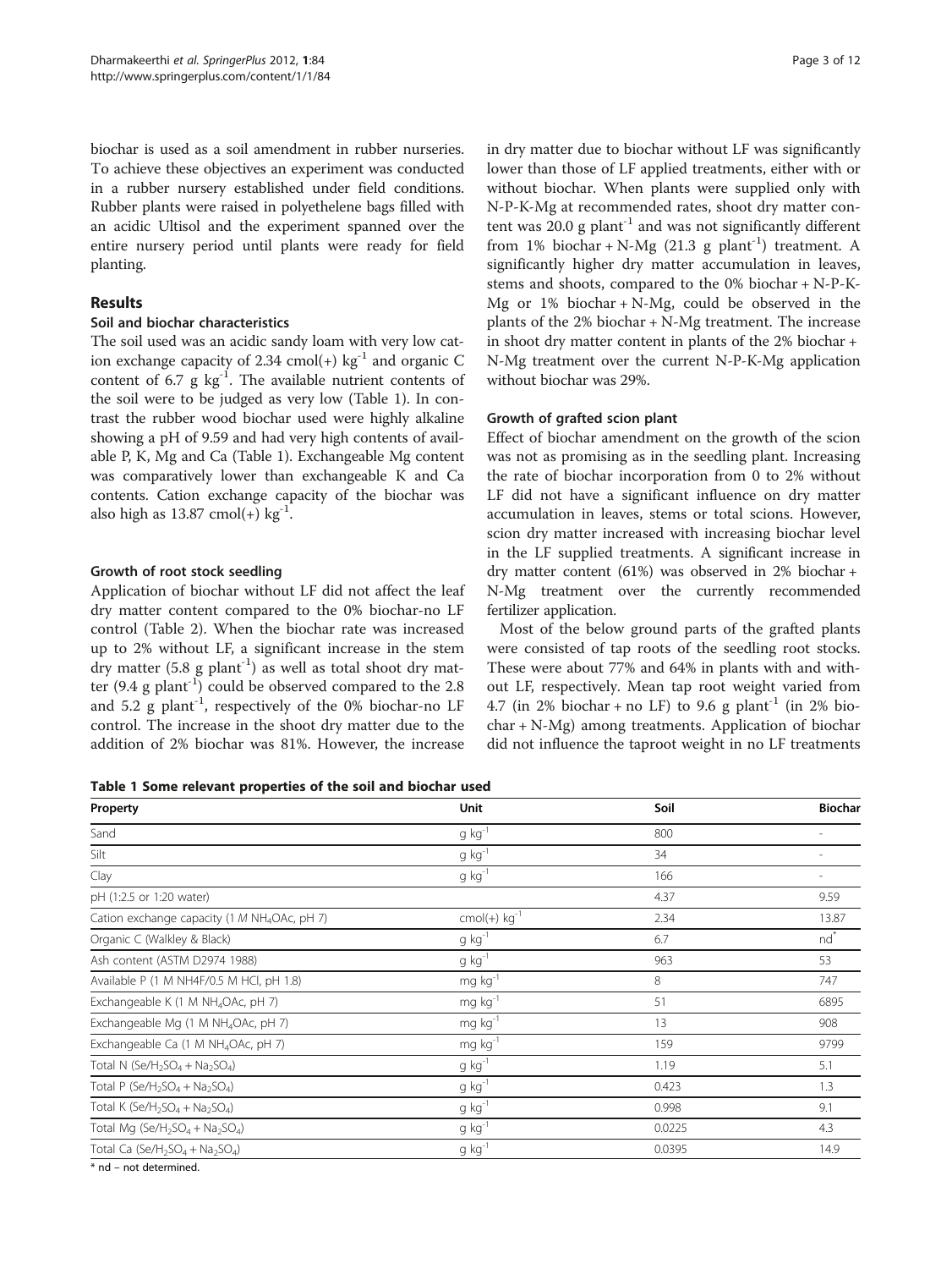biochar is used as a soil amendment in rubber nurseries. To achieve these objectives an experiment was conducted in a rubber nursery established under field conditions. Rubber plants were raised in polyethelene bags filled with an acidic Ultisol and the experiment spanned over the entire nursery period until plants were ready for field planting.

## Results

### Soil and biochar characteristics

The soil used was an acidic sandy loam with very low cation exchange capacity of 2.34 cmol(+) $kg^{-1}$ and organic C content of 6.7 g $kg^{-1}$. The available nutrient contents of the soil were to be judged as very low (Table 1). In contrast the rubber wood biochar used were highly alkaline showing a pH of 9.59 and had very high contents of available P, K, Mg and Ca (Table 1). Exchangeable Mg content was comparatively lower than exchangeable K and Ca contents. Cation exchange capacity of the biochar was also high as 13.87 cmol(+) $kg^{-1}$.

### Growth of root stock seedling

Application of biochar without LF did not affect the leaf dry matter content compared to the 0% biochar-no LF control (Table 2). When the biochar rate was increased up to 2% without LF, a significant increase in the stem dry matter (5.8 g $plant^{-1}$) as well as total shoot dry matter (9.4 g $plant^{-1}$) could be observed compared to the 2.8 and 5.2 g $plant^{-1}$, respectively of the 0% biochar-no LF control. The increase in the shoot dry matter due to the addition of 2% biochar was 81%. However, the increase in dry matter due to biochar without LF was significantly lower than those of LF applied treatments, either with or without biochar. When plants were supplied only with N-P-K-Mg at recommended rates, shoot dry matter content was 20.0 g $plant^{-1}$ and was not significantly different from 1% biochar + N-Mg (21.3 g $plant^{-1}$) treatment. A significantly higher dry matter accumulation in leaves, stems and shoots, compared to the 0% biochar + N-P-K-Mg or 1% biochar + N-Mg, could be observed in the plants of the 2% biochar + N-Mg treatment. The increase in shoot dry matter content in plants of the 2% biochar + N-Mg treatment over the current N-P-K-Mg application without biochar was 29%.

### Growth of grafted scion plant

Effect of biochar amendment on the growth of the scion was not as promising as in the seedling plant. Increasing the rate of biochar incorporation from 0 to 2% without LF did not have a significant influence on dry matter accumulation in leaves, stems or total scions. However, scion dry matter increased with increasing biochar level in the LF supplied treatments. A significant increase in dry matter content (61%) was observed in 2% biochar + N-Mg treatment over the currently recommended fertilizer application.

Most of the below ground parts of the grafted plants were consisted of tap roots of the seedling root stocks. These were about 77% and 64% in plants with and without LF, respectively. Mean tap root weight varied from 4.7 (in 2% biochar + no LF) to 9.6 g $plant^{-1}$ (in 2% biochar + N-Mg) among treatments. Application of biochar did not influence the taproot weight in no LF treatments

**Table 1 Some relevant properties of the soil and biochar used**

| Property | Unit | Soil | Biochar |
|---|---|---|---|
| Sand | g $kg^{-1}$ | 800 | - |
| Silt | g $kg^{-1}$ | 34 | - |
| Clay | g $kg^{-1}$ | 166 | - |
| pH (1:2.5 or 1:20 water) | | 4.37 | 9.59 |
| Cation exchange capacity (1 *M* $NH_4OAc$, pH 7) | cmol(+) $kg^{-1}$ | 2.34 | 13.87 |
| Organic C (Walkley & Black) | g $kg^{-1}$ | 6.7 | nd* |
| Ash content (ASTM D2974 1988) | g $kg^{-1}$ | 963 | 53 |
| Available P (1 M NH4F/0.5 M HCl, pH 1.8) | mg $kg^{-1}$ | 8 | 747 |
| Exchangeable K (1 M $NH_4OAc$, pH 7) | mg $kg^{-1}$ | 51 | 6895 |
| Exchangeable Mg (1 M $NH_4OAc$, pH 7) | mg $kg^{-1}$ | 13 | 908 |
| Exchangeable Ca (1 M $NH_4OAc$, pH 7) | mg $kg^{-1}$ | 159 | 9799 |
| Total N (Se/$H_2SO_4$ + $Na_2SO_4$) | g $kg^{-1}$ | 1.19 | 5.1 |
| Total P (Se/$H_2SO_4$ + $Na_2SO_4$) | g $kg^{-1}$ | 0.423 | 1.3 |
| Total K (Se/$H_2SO_4$ + $Na_2SO_4$) | g $kg^{-1}$ | 0.998 | 9.1 |
| Total Mg (Se/$H_2SO_4$ + $Na_2SO_4$) | g $kg^{-1}$ | 0.0225 | 4.3 |
| Total Ca (Se/$H_2SO_4$ + $Na_2SO_4$) | g $kg^{-1}$ | 0.0395 | 14.9 |

* nd – not determined.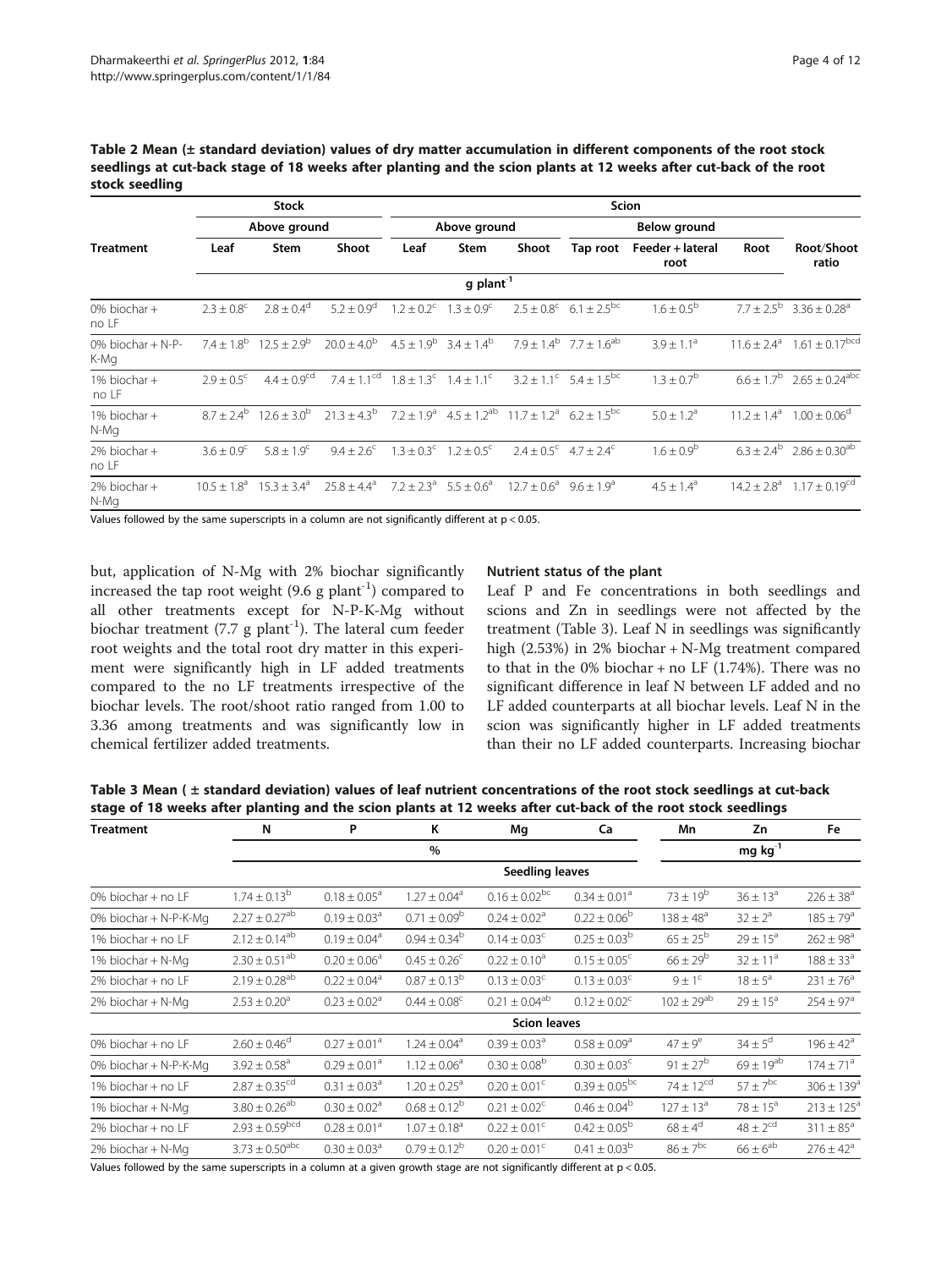**Table 2 Mean (± standard deviation) values of dry matter accumulation in different components of the root stock seedlings at cut-back stage of 18 weeks after planting and the scion plants at 12 weeks after cut-back of the root stock seedling**

| Treatment | Stock | | | Scion | | | | | | |
|---|---|---|---|---|---|---|---|---|---|---|
| | Above ground | | | Above ground | | | Below ground | | | |
| | Leaf | Stem | Shoot | Leaf | Stem | Shoot | Tap root | Feeder + lateral root | Root | Root/Shoot ratio |
| | g plant$^{-1}$ | | | | | | | | | |
| 0% biochar + no LF | $2.3 \pm 0.8^{c}$ | $2.8 \pm 0.4^{d}$ | $5.2 \pm 0.9^{d}$ | $1.2 \pm 0.2^{c}$ | $1.3 \pm 0.9^{c}$ | $2.5 \pm 0.8^{c}$ | $6.1 \pm 2.5^{bc}$ | $1.6 \pm 0.5^{b}$ | $7.7 \pm 2.5^{b}$ | $3.36 \pm 0.28^{a}$ |
| 0% biochar + N-P-K-Mg | $7.4 \pm 1.8^{b}$ | $12.5 \pm 2.9^{b}$ | $20.0 \pm 4.0^{b}$ | $4.5 \pm 1.9^{b}$ | $3.4 \pm 1.4^{b}$ | $7.9 \pm 1.4^{b}$ | $7.7 \pm 1.6^{ab}$ | $3.9 \pm 1.1^{a}$ | $11.6 \pm 2.4^{a}$ | $1.61 \pm 0.17^{bcd}$ |
| 1% biochar + no LF | $2.9 \pm 0.5^{c}$ | $4.4 \pm 0.9^{cd}$ | $7.4 \pm 1.1^{cd}$ | $1.8 \pm 1.3^{c}$ | $1.4 \pm 1.1^{c}$ | $3.2 \pm 1.1^{c}$ | $5.4 \pm 1.5^{bc}$ | $1.3 \pm 0.7^{b}$ | $6.6 \pm 1.7^{b}$ | $2.65 \pm 0.24^{abc}$ |
| 1% biochar + N-Mg | $8.7 \pm 2.4^{b}$ | $12.6 \pm 3.0^{b}$ | $21.3 \pm 4.3^{b}$ | $7.2 \pm 1.9^{a}$ | $4.5 \pm 1.2^{ab}$ | $11.7 \pm 1.2^{a}$ | $6.2 \pm 1.5^{bc}$ | $5.0 \pm 1.2^{a}$ | $11.2 \pm 1.4^{a}$ | $1.00 \pm 0.06^{d}$ |
| 2% biochar + no LF | $3.6 \pm 0.9^{c}$ | $5.8 \pm 1.9^{c}$ | $9.4 \pm 2.6^{c}$ | $1.3 \pm 0.3^{c}$ | $1.2 \pm 0.5^{c}$ | $2.4 \pm 0.5^{c}$ | $4.7 \pm 2.4^{c}$ | $1.6 \pm 0.9^{b}$ | $6.3 \pm 2.4^{b}$ | $2.86 \pm 0.30^{ab}$ |
| 2% biochar + N-Mg | $10.5 \pm 1.8^{a}$ | $15.3 \pm 3.4^{a}$ | $25.8 \pm 4.4^{a}$ | $7.2 \pm 2.3^{a}$ | $5.5 \pm 0.6^{a}$ | $12.7 \pm 0.6^{a}$ | $9.6 \pm 1.9^{a}$ | $4.5 \pm 1.4^{a}$ | $14.2 \pm 2.8^{a}$ | $1.17 \pm 0.19^{cd}$ |

Values followed by the same superscripts in a column are not significantly different at $p < 0.05$.

but, application of N-Mg with 2% biochar significantly increased the tap root weight (9.6 g plant$^{-1}$) compared to all other treatments except for N-P-K-Mg without biochar treatment (7.7 g plant$^{-1}$). The lateral cum feeder root weights and the total root dry matter in this experiment were significantly high in LF added treatments compared to the no LF treatments irrespective of the biochar levels. The root/shoot ratio ranged from 1.00 to 3.36 among treatments and was significantly low in chemical fertilizer added treatments.

### Nutrient status of the plant

Leaf P and Fe concentrations in both seedlings and scions and Zn in seedlings were not affected by the treatment (Table 3). Leaf N in seedlings was significantly high (2.53%) in 2% biochar + N-Mg treatment compared to that in the 0% biochar + no LF (1.74%). There was no significant difference in leaf N between LF added and no LF added counterparts at all biochar levels. Leaf N in the scion was significantly higher in LF added treatments than their no LF added counterparts. Increasing biochar

**Table 3 Mean ( ± standard deviation) values of leaf nutrient concentrations of the root stock seedlings at cut-back stage of 18 weeks after planting and the scion plants at 12 weeks after cut-back of the root stock seedlings**

| Treatment | N | P | K | Mg | Ca | Mn | Zn | Fe |
|---|---|---|---|---|---|---|---|---|
| | % | | | | | mg kg$^{-1}$ | | |
| | Seedling leaves | | | | | | | |
| 0% biochar + no LF | $1.74 \pm 0.13^{b}$ | $0.18 \pm 0.05^{a}$ | $1.27 \pm 0.04^{a}$ | $0.16 \pm 0.02^{bc}$ | $0.34 \pm 0.01^{a}$ | $73 \pm 19^{b}$ | $36 \pm 13^{a}$ | $226 \pm 38^{a}$ |
| 0% biochar + N-P-K-Mg | $2.27 \pm 0.27^{ab}$ | $0.19 \pm 0.03^{a}$ | $0.71 \pm 0.09^{b}$ | $0.24 \pm 0.02^{a}$ | $0.22 \pm 0.06^{b}$ | $138 \pm 48^{a}$ | $32 \pm 2^{a}$ | $185 \pm 79^{a}$ |
| 1% biochar + no LF | $2.12 \pm 0.14^{ab}$ | $0.19 \pm 0.04^{a}$ | $0.94 \pm 0.34^{b}$ | $0.14 \pm 0.03^{c}$ | $0.25 \pm 0.03^{b}$ | $65 \pm 25^{b}$ | $29 \pm 15^{a}$ | $262 \pm 98^{a}$ |
| 1% biochar + N-Mg | $2.30 \pm 0.51^{ab}$ | $0.20 \pm 0.06^{a}$ | $0.45 \pm 0.26^{c}$ | $0.22 \pm 0.10^{a}$ | $0.15 \pm 0.05^{c}$ | $66 \pm 29^{b}$ | $32 \pm 11^{a}$ | $188 \pm 33^{a}$ |
| 2% biochar + no LF | $2.19 \pm 0.28^{ab}$ | $0.22 \pm 0.04^{a}$ | $0.87 \pm 0.13^{b}$ | $0.13 \pm 0.03^{c}$ | $0.13 \pm 0.03^{c}$ | $9 \pm 1^{c}$ | $18 \pm 5^{a}$ | $231 \pm 76^{a}$ |
| 2% biochar + N-Mg | $2.53 \pm 0.20^{a}$ | $0.23 \pm 0.02^{a}$ | $0.44 \pm 0.08^{c}$ | $0.21 \pm 0.04^{ab}$ | $0.12 \pm 0.02^{c}$ | $102 \pm 29^{ab}$ | $29 \pm 15^{a}$ | $254 \pm 97^{a}$ |
| | Scion leaves | | | | | | | |
| 0% biochar + no LF | $2.60 \pm 0.46^{d}$ | $0.27 \pm 0.01^{a}$ | $1.24 \pm 0.04^{a}$ | $0.39 \pm 0.03^{a}$ | $0.58 \pm 0.09^{a}$ | $47 \pm 9^{e}$ | $34 \pm 5^{d}$ | $196 \pm 42^{a}$ |
| 0% biochar + N-P-K-Mg | $3.92 \pm 0.58^{a}$ | $0.29 \pm 0.01^{a}$ | $1.12 \pm 0.06^{a}$ | $0.30 \pm 0.08^{b}$ | $0.30 \pm 0.03^{c}$ | $91 \pm 27^{b}$ | $69 \pm 19^{ab}$ | $174 \pm 71^{a}$ |
| 1% biochar + no LF | $2.87 \pm 0.35^{cd}$ | $0.31 \pm 0.03^{a}$ | $1.20 \pm 0.25^{a}$ | $0.20 \pm 0.01^{c}$ | $0.39 \pm 0.05^{bc}$ | $74 \pm 12^{cd}$ | $57 \pm 7^{bc}$ | $306 \pm 139^{a}$ |
| 1% biochar + N-Mg | $3.80 \pm 0.26^{ab}$ | $0.30 \pm 0.02^{a}$ | $0.68 \pm 0.12^{b}$ | $0.21 \pm 0.02^{c}$ | $0.46 \pm 0.04^{b}$ | $127 \pm 13^{a}$ | $78 \pm 15^{a}$ | $213 \pm 125^{a}$ |
| 2% biochar + no LF | $2.93 \pm 0.59^{bcd}$ | $0.28 \pm 0.01^{a}$ | $1.07 \pm 0.18^{a}$ | $0.22 \pm 0.01^{c}$ | $0.42 \pm 0.05^{b}$ | $68 \pm 4^{d}$ | $48 \pm 2^{cd}$ | $311 \pm 85^{a}$ |
| 2% biochar + N-Mg | $3.73 \pm 0.50^{abc}$ | $0.30 \pm 0.03^{a}$ | $0.79 \pm 0.12^{b}$ | $0.20 \pm 0.01^{c}$ | $0.41 \pm 0.03^{b}$ | $86 \pm 7^{bc}$ | $66 \pm 6^{ab}$ | $276 \pm 42^{a}$ |

Values followed by the same superscripts in a column at a given growth stage are not significantly different at $p < 0.05$.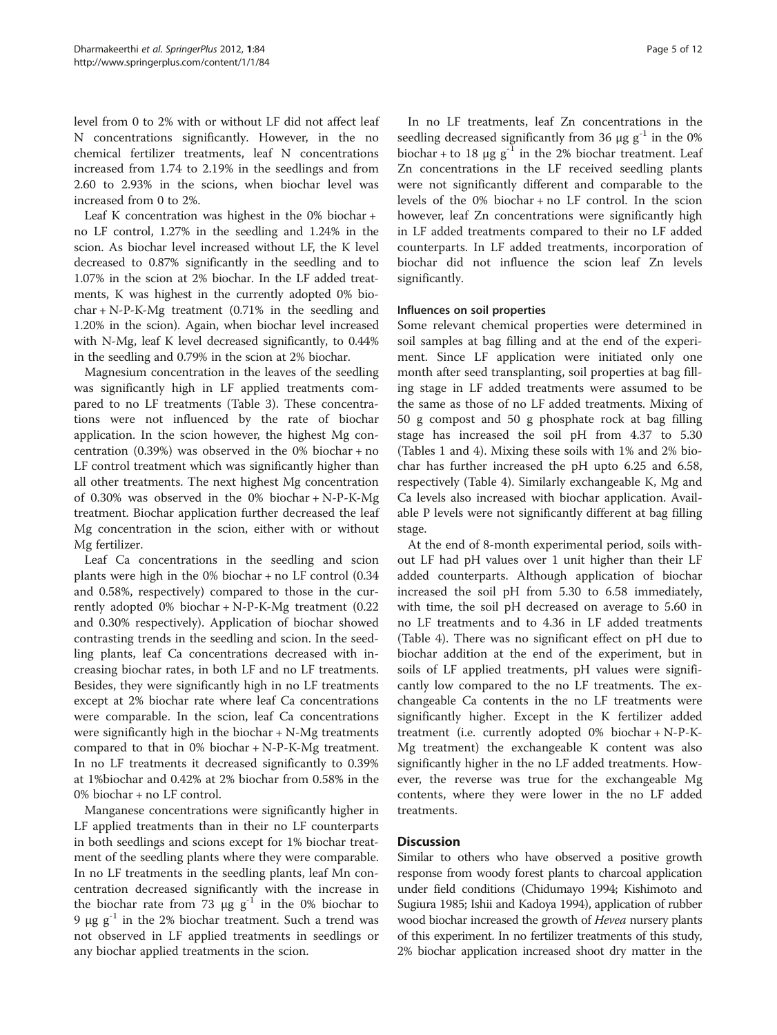level from 0 to 2% with or without LF did not affect leaf N concentrations significantly. However, in the no chemical fertilizer treatments, leaf N concentrations increased from 1.74 to 2.19% in the seedlings and from 2.60 to 2.93% in the scions, when biochar level was increased from 0 to 2%.

Leaf K concentration was highest in the 0% biochar + no LF control, 1.27% in the seedling and 1.24% in the scion. As biochar level increased without LF, the K level decreased to 0.87% significantly in the seedling and to 1.07% in the scion at 2% biochar. In the LF added treatments, K was highest in the currently adopted 0% biochar + N-P-K-Mg treatment (0.71% in the seedling and 1.20% in the scion). Again, when biochar level increased with N-Mg, leaf K level decreased significantly, to 0.44% in the seedling and 0.79% in the scion at 2% biochar.

Magnesium concentration in the leaves of the seedling was significantly high in LF applied treatments compared to no LF treatments (Table 3). These concentrations were not influenced by the rate of biochar application. In the scion however, the highest Mg concentration (0.39%) was observed in the 0% biochar + no LF control treatment which was significantly higher than all other treatments. The next highest Mg concentration of 0.30% was observed in the 0% biochar + N-P-K-Mg treatment. Biochar application further decreased the leaf Mg concentration in the scion, either with or without Mg fertilizer.

Leaf Ca concentrations in the seedling and scion plants were high in the 0% biochar + no LF control (0.34 and 0.58%, respectively) compared to those in the currently adopted 0% biochar + N-P-K-Mg treatment (0.22 and 0.30% respectively). Application of biochar showed contrasting trends in the seedling and scion. In the seedling plants, leaf Ca concentrations decreased with increasing biochar rates, in both LF and no LF treatments. Besides, they were significantly high in no LF treatments except at 2% biochar rate where leaf Ca concentrations were comparable. In the scion, leaf Ca concentrations were significantly high in the biochar + N-Mg treatments compared to that in 0% biochar + N-P-K-Mg treatment. In no LF treatments it decreased significantly to 0.39% at 1%biochar and 0.42% at 2% biochar from 0.58% in the 0% biochar + no LF control.

Manganese concentrations were significantly higher in LF applied treatments than in their no LF counterparts in both seedlings and scions except for 1% biochar treatment of the seedling plants where they were comparable. In no LF treatments in the seedling plants, leaf Mn concentration decreased significantly with the increase in the biochar rate from 73 μg $g^{-1}$ in the 0% biochar to 9 μg $g^{-1}$ in the 2% biochar treatment. Such a trend was not observed in LF applied treatments in seedlings or any biochar applied treatments in the scion.

In no LF treatments, leaf Zn concentrations in the seedling decreased significantly from 36 μg $g^{-1}$ in the 0% biochar + to 18 μg $g^{-1}$ in the 2% biochar treatment. Leaf Zn concentrations in the LF received seedling plants were not significantly different and comparable to the levels of the 0% biochar + no LF control. In the scion however, leaf Zn concentrations were significantly high in LF added treatments compared to their no LF added counterparts. In LF added treatments, incorporation of biochar did not influence the scion leaf Zn levels significantly.

#### Influences on soil properties

Some relevant chemical properties were determined in soil samples at bag filling and at the end of the experiment. Since LF application were initiated only one month after seed transplanting, soil properties at bag filling stage in LF added treatments were assumed to be the same as those of no LF added treatments. Mixing of 50 g compost and 50 g phosphate rock at bag filling stage has increased the soil pH from 4.37 to 5.30 (Tables 1 and 4). Mixing these soils with 1% and 2% biochar has further increased the pH upto 6.25 and 6.58, respectively (Table 4). Similarly exchangeable K, Mg and Ca levels also increased with biochar application. Available P levels were not significantly different at bag filling stage.

At the end of 8-month experimental period, soils without LF had pH values over 1 unit higher than their LF added counterparts. Although application of biochar increased the soil pH from 5.30 to 6.58 immediately, with time, the soil pH decreased on average to 5.60 in no LF treatments and to 4.36 in LF added treatments (Table 4). There was no significant effect on pH due to biochar addition at the end of the experiment, but in soils of LF applied treatments, pH values were significantly low compared to the no LF treatments. The exchangeable Ca contents in the no LF treatments were significantly higher. Except in the K fertilizer added treatment (i.e. currently adopted 0% biochar + N-P-K-Mg treatment) the exchangeable K content was also significantly higher in the no LF added treatments. However, the reverse was true for the exchangeable Mg contents, where they were lower in the no LF added treatments.

## Discussion

Similar to others who have observed a positive growth response from woody forest plants to charcoal application under field conditions (Chidumayo 1994; Kishimoto and Sugiura 1985; Ishii and Kadoya 1994), application of rubber wood biochar increased the growth of *Hevea* nursery plants of this experiment. In no fertilizer treatments of this study, 2% biochar application increased shoot dry matter in the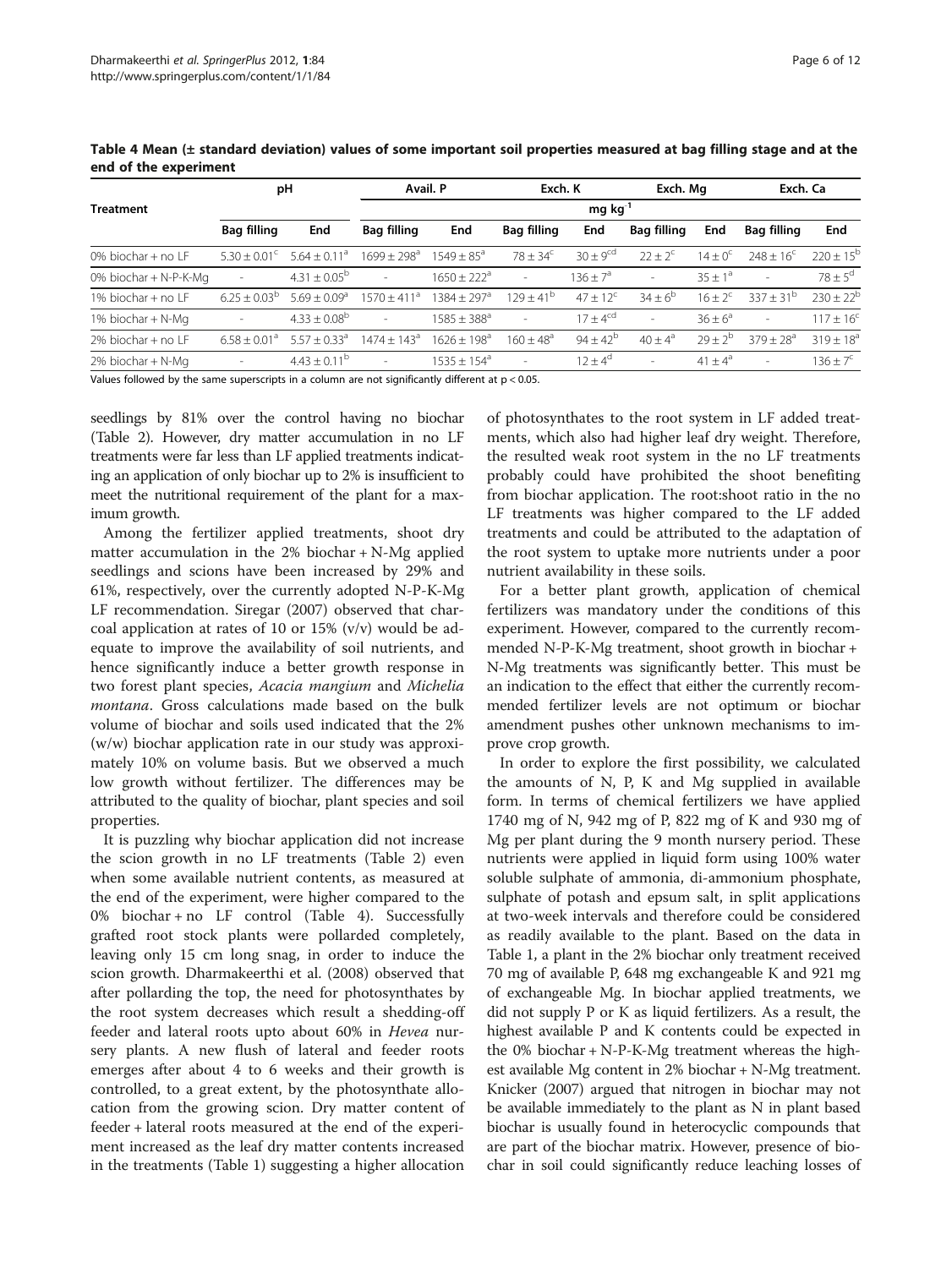**Table 4 Mean (± standard deviation) values of some important soil properties measured at bag filling stage and at the end of the experiment**

| Treatment | pH | | Avail. P | | Exch. K | | Exch. Mg | | Exch. Ca | |
|---|---|---|---|---|---|---|---|---|---|---|
| | | | mg kg$^{-1}$ | | | | | | | |
| | Bag filling | End | Bag filling | End | Bag filling | End | Bag filling | End | Bag filling | End |
| 0% biochar + no LF | $5.30 \pm 0.01^{c}$ | $5.64 \pm 0.11^{a}$ | $1699 \pm 298^{a}$ | $1549 \pm 85^{a}$ | $78 \pm 34^{c}$ | $30 \pm 9^{cd}$ | $22 \pm 2^{c}$ | $14 \pm 0^{c}$ | $248 \pm 16^{c}$ | $220 \pm 15^{b}$ |
| 0% biochar + N-P-K-Mg | - | $4.31 \pm 0.05^{b}$ | - | $1650 \pm 222^{a}$ | - | $136 \pm 7^{a}$ | - | $35 \pm 1^{a}$ | - | $78 \pm 5^{d}$ |
| 1% biochar + no LF | $6.25 \pm 0.03^{b}$ | $5.69 \pm 0.09^{a}$ | $1570 \pm 411^{a}$ | $1384 \pm 297^{a}$ | $129 \pm 41^{b}$ | $47 \pm 12^{c}$ | $34 \pm 6^{b}$ | $16 \pm 2^{c}$ | $337 \pm 31^{b}$ | $230 \pm 22^{b}$ |
| 1% biochar + N-Mg | - | $4.33 \pm 0.08^{b}$ | - | $1585 \pm 388^{a}$ | - | $17 \pm 4^{cd}$ | - | $36 \pm 6^{a}$ | - | $117 \pm 16^{c}$ |
| 2% biochar + no LF | $6.58 \pm 0.01^{a}$ | $5.57 \pm 0.33^{a}$ | $1474 \pm 143^{a}$ | $1626 \pm 198^{a}$ | $160 \pm 48^{a}$ | $94 \pm 42^{b}$ | $40 \pm 4^{a}$ | $29 \pm 2^{b}$ | $379 \pm 28^{a}$ | $319 \pm 18^{a}$ |
| 2% biochar + N-Mg | - | $4.43 \pm 0.11^{b}$ | - | $1535 \pm 154^{a}$ | - | $12 \pm 4^{d}$ | - | $41 \pm 4^{a}$ | - | $136 \pm 7^{c}$ |

Values followed by the same superscripts in a column are not significantly different at $p < 0.05$.

seedlings by 81% over the control having no biochar (Table 2). However, dry matter accumulation in no LF treatments were far less than LF applied treatments indicating an application of only biochar up to 2% is insufficient to meet the nutritional requirement of the plant for a maximum growth.

Among the fertilizer applied treatments, shoot dry matter accumulation in the 2% biochar + N-Mg applied seedlings and scions have been increased by 29% and 61%, respectively, over the currently adopted N-P-K-Mg LF recommendation. Siregar (2007) observed that charcoal application at rates of 10 or 15% (v/v) would be adequate to improve the availability of soil nutrients, and hence significantly induce a better growth response in two forest plant species, *Acacia mangium* and *Michelia montana*. Gross calculations made based on the bulk volume of biochar and soils used indicated that the 2% (w/w) biochar application rate in our study was approximately 10% on volume basis. But we observed a much low growth without fertilizer. The differences may be attributed to the quality of biochar, plant species and soil properties.

It is puzzling why biochar application did not increase the scion growth in no LF treatments (Table 2) even when some available nutrient contents, as measured at the end of the experiment, were higher compared to the 0% biochar + no LF control (Table 4). Successfully grafted root stock plants were pollarded completely, leaving only 15 cm long snag, in order to induce the scion growth. Dharmakeerthi et al. (2008) observed that after pollarding the top, the need for photosynthates by the root system decreases which result a shedding-off feeder and lateral roots upto about 60% in *Hevea* nursery plants. A new flush of lateral and feeder roots emerges after about 4 to 6 weeks and their growth is controlled, to a great extent, by the photosynthate allocation from the growing scion. Dry matter content of feeder + lateral roots measured at the end of the experiment increased as the leaf dry matter contents increased in the treatments (Table 1) suggesting a higher allocation of photosynthates to the root system in LF added treatments, which also had higher leaf dry weight. Therefore, the resulted weak root system in the no LF treatments probably could have prohibited the shoot benefiting from biochar application. The root:shoot ratio in the no LF treatments was higher compared to the LF added treatments and could be attributed to the adaptation of the root system to uptake more nutrients under a poor nutrient availability in these soils.

For a better plant growth, application of chemical fertilizers was mandatory under the conditions of this experiment. However, compared to the currently recommended N-P-K-Mg treatment, shoot growth in biochar + N-Mg treatments was significantly better. This must be an indication to the effect that either the currently recommended fertilizer levels are not optimum or biochar amendment pushes other unknown mechanisms to improve crop growth.

In order to explore the first possibility, we calculated the amounts of N, P, K and Mg supplied in available form. In terms of chemical fertilizers we have applied 1740 mg of N, 942 mg of P, 822 mg of K and 930 mg of Mg per plant during the 9 month nursery period. These nutrients were applied in liquid form using 100% water soluble sulphate of ammonia, di-ammonium phosphate, sulphate of potash and epsum salt, in split applications at two-week intervals and therefore could be considered as readily available to the plant. Based on the data in Table 1, a plant in the 2% biochar only treatment received 70 mg of available P, 648 mg exchangeable K and 921 mg of exchangeable Mg. In biochar applied treatments, we did not supply P or K as liquid fertilizers. As a result, the highest available P and K contents could be expected in the 0% biochar + N-P-K-Mg treatment whereas the highest available Mg content in 2% biochar + N-Mg treatment. Knicker (2007) argued that nitrogen in biochar may not be available immediately to the plant as N in plant based biochar is usually found in heterocyclic compounds that are part of the biochar matrix. However, presence of biochar in soil could significantly reduce leaching losses of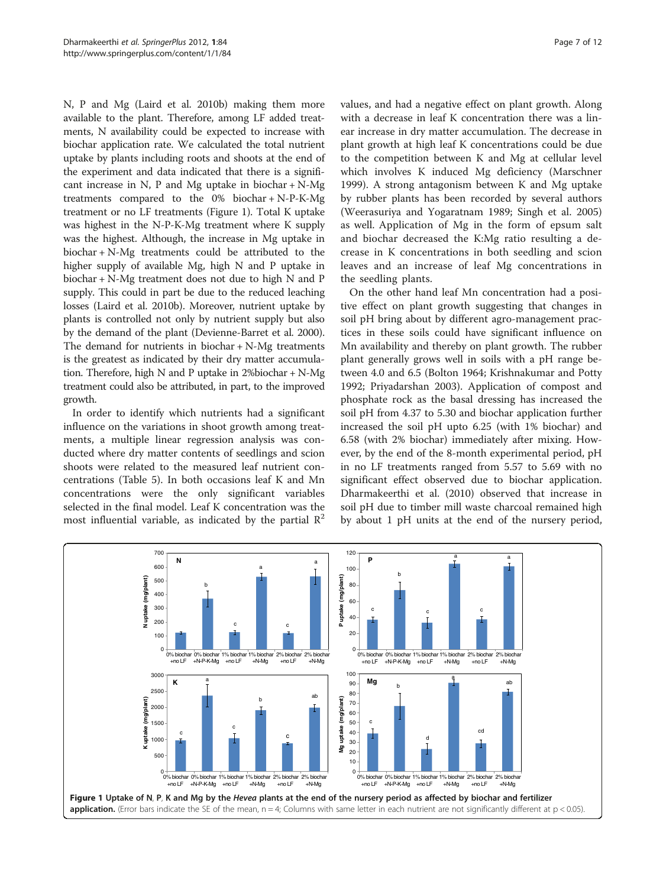N, P and Mg (Laird et al. 2010b) making them more available to the plant. Therefore, among LF added treatments, N availability could be expected to increase with biochar application rate. We calculated the total nutrient uptake by plants including roots and shoots at the end of the experiment and data indicated that there is a significant increase in N, P and Mg uptake in biochar + N-Mg treatments compared to the 0% biochar + N-P-K-Mg treatment or no LF treatments (Figure 1). Total K uptake was highest in the N-P-K-Mg treatment where K supply was the highest. Although, the increase in Mg uptake in biochar + N-Mg treatments could be attributed to the higher supply of available Mg, high N and P uptake in biochar + N-Mg treatment does not due to high N and P supply. This could in part be due to the reduced leaching losses (Laird et al. 2010b). Moreover, nutrient uptake by plants is controlled not only by nutrient supply but also by the demand of the plant (Devienne-Barret et al. 2000). The demand for nutrients in biochar + N-Mg treatments is the greatest as indicated by their dry matter accumulation. Therefore, high N and P uptake in 2%biochar + N-Mg treatment could also be attributed, in part, to the improved growth.

In order to identify which nutrients had a significant influence on the variations in shoot growth among treatments, a multiple linear regression analysis was conducted where dry matter contents of seedlings and scion shoots were related to the measured leaf nutrient concentrations (Table 5). In both occasions leaf K and Mn concentrations were the only significant variables selected in the final model. Leaf K concentration was the most influential variable, as indicated by the partial $R^2$ values, and had a negative effect on plant growth. Along with a decrease in leaf K concentration there was a linear increase in dry matter accumulation. The decrease in plant growth at high leaf K concentrations could be due to the competition between K and Mg at cellular level which involves K induced Mg deficiency (Marschner 1999). A strong antagonism between K and Mg uptake by rubber plants has been recorded by several authors (Weerasuriya and Yogaratnam 1989; Singh et al. 2005) as well. Application of Mg in the form of epsum salt and biochar decreased the K:Mg ratio resulting a decrease in K concentrations in both seedling and scion leaves and an increase of leaf Mg concentrations in the seedling plants.

On the other hand leaf Mn concentration had a positive effect on plant growth suggesting that changes in soil pH bring about by different agro-management practices in these soils could have significant influence on Mn availability and thereby on plant growth. The rubber plant generally grows well in soils with a pH range between 4.0 and 6.5 (Bolton 1964; Krishnakumar and Potty 1992; Priyadarshan 2003). Application of compost and phosphate rock as the basal dressing has increased the soil pH from 4.37 to 5.30 and biochar application further increased the soil pH upto 6.25 (with 1% biochar) and 6.58 (with 2% biochar) immediately after mixing. However, by the end of the 8-month experimental period, pH in no LF treatments ranged from 5.57 to 5.69 with no significant effect observed due to biochar application. Dharmakeerthi et al. (2010) observed that increase in soil pH due to timber mill waste charcoal remained high by about 1 pH units at the end of the nursery period,

**Figure 1 Uptake of N, P, K and Mg by the *Hevea* plants at the end of the nursery period as affected by biochar and fertilizer application.** (Error bars indicate the SE of the mean, n = 4; Columns with same letter in each nutrient are not significantly different at p < 0.05).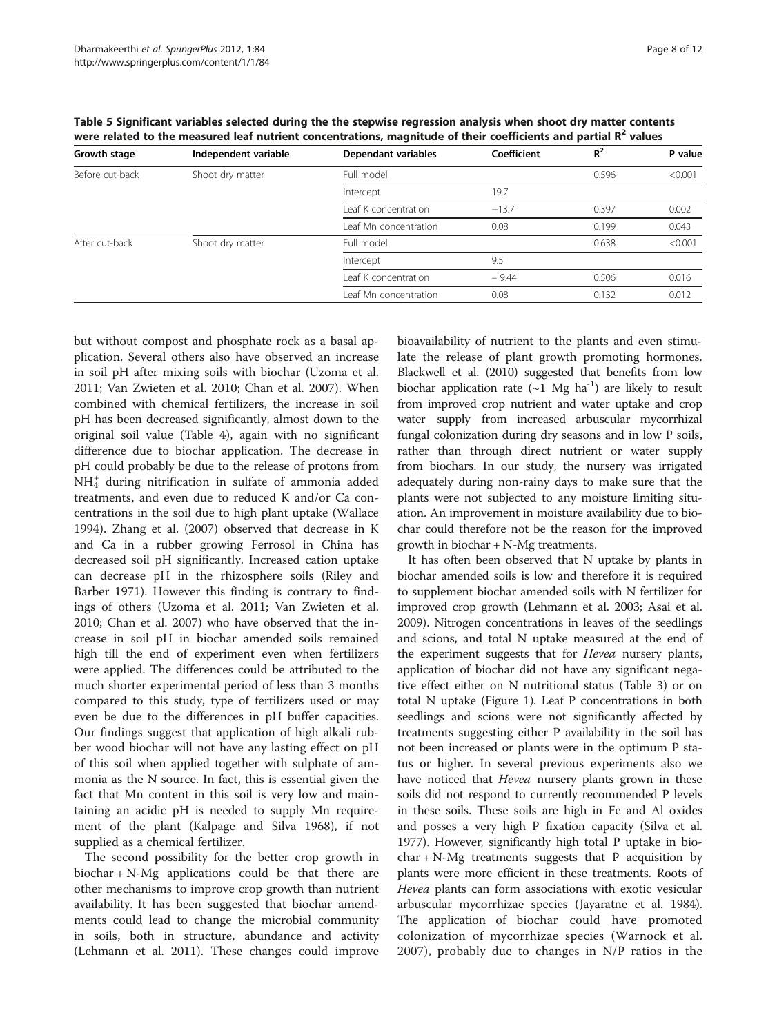**Table 5 Significant variables selected during the the stepwise regression analysis when shoot dry matter contents were related to the measured leaf nutrient concentrations, magnitude of their coefficients and partial $R^2$ values**

| Growth stage | Independent variable | Dependant variables | Coefficient | $R^2$ | P value |
|---|---|---|---|---|---|
| Before cut-back | Shoot dry matter | Full model | | 0.596 | <0.001 |
| | | Intercept | 19.7 | | |
| | | Leaf K concentration | −13.7 | 0.397 | 0.002 |
| | | Leaf Mn concentration | 0.08 | 0.199 | 0.043 |
| After cut-back | Shoot dry matter | Full model | | 0.638 | <0.001 |
| | | Intercept | 9.5 | | |
| | | Leaf K concentration | − 9.44 | 0.506 | 0.016 |
| | | Leaf Mn concentration | 0.08 | 0.132 | 0.012 |

but without compost and phosphate rock as a basal application. Several others also have observed an increase in soil pH after mixing soils with biochar (Uzoma et al. 2011; Van Zwieten et al. 2010; Chan et al. 2007). When combined with chemical fertilizers, the increase in soil pH has been decreased significantly, almost down to the original soil value (Table 4), again with no significant difference due to biochar application. The decrease in pH could probably be due to the release of protons from $NH_4^+$ during nitrification in sulfate of ammonia added treatments, and even due to reduced K and/or Ca concentrations in the soil due to high plant uptake (Wallace 1994). Zhang et al. (2007) observed that decrease in K and Ca in a rubber growing Ferrosol in China has decreased soil pH significantly. Increased cation uptake can decrease pH in the rhizosphere soils (Riley and Barber 1971). However this finding is contrary to findings of others (Uzoma et al. 2011; Van Zwieten et al. 2010; Chan et al. 2007) who have observed that the increase in soil pH in biochar amended soils remained high till the end of experiment even when fertilizers were applied. The differences could be attributed to the much shorter experimental period of less than 3 months compared to this study, type of fertilizers used or may even be due to the differences in pH buffer capacities. Our findings suggest that application of high alkali rubber wood biochar will not have any lasting effect on pH of this soil when applied together with sulphate of ammonia as the N source. In fact, this is essential given the fact that Mn content in this soil is very low and maintaining an acidic pH is needed to supply Mn requirement of the plant (Kalpage and Silva 1968), if not supplied as a chemical fertilizer.

The second possibility for the better crop growth in biochar + N-Mg applications could be that there are other mechanisms to improve crop growth than nutrient availability. It has been suggested that biochar amendments could lead to change the microbial community in soils, both in structure, abundance and activity (Lehmann et al. 2011). These changes could improve bioavailability of nutrient to the plants and even stimulate the release of plant growth promoting hormones. Blackwell et al. (2010) suggested that benefits from low biochar application rate (~1 Mg $ha^{-1}$) are likely to result from improved crop nutrient and water uptake and crop water supply from increased arbuscular mycorrhizal fungal colonization during dry seasons and in low P soils, rather than through direct nutrient or water supply from biochars. In our study, the nursery was irrigated adequately during non-rainy days to make sure that the plants were not subjected to any moisture limiting situation. An improvement in moisture availability due to biochar could therefore not be the reason for the improved growth in biochar + N-Mg treatments.

It has often been observed that N uptake by plants in biochar amended soils is low and therefore it is required to supplement biochar amended soils with N fertilizer for improved crop growth (Lehmann et al. 2003; Asai et al. 2009). Nitrogen concentrations in leaves of the seedlings and scions, and total N uptake measured at the end of the experiment suggests that for *Hevea* nursery plants, application of biochar did not have any significant negative effect either on N nutritional status (Table 3) or on total N uptake (Figure 1). Leaf P concentrations in both seedlings and scions were not significantly affected by treatments suggesting either P availability in the soil has not been increased or plants were in the optimum P status or higher. In several previous experiments also we have noticed that *Hevea* nursery plants grown in these soils did not respond to currently recommended P levels in these soils. These soils are high in Fe and Al oxides and posses a very high P fixation capacity (Silva et al. 1977). However, significantly high total P uptake in biochar + N-Mg treatments suggests that P acquisition by plants were more efficient in these treatments. Roots of *Hevea* plants can form associations with exotic vesicular arbuscular mycorrhizae species (Jayaratne et al. 1984). The application of biochar could have promoted colonization of mycorrhizae species (Warnock et al. 2007), probably due to changes in N/P ratios in the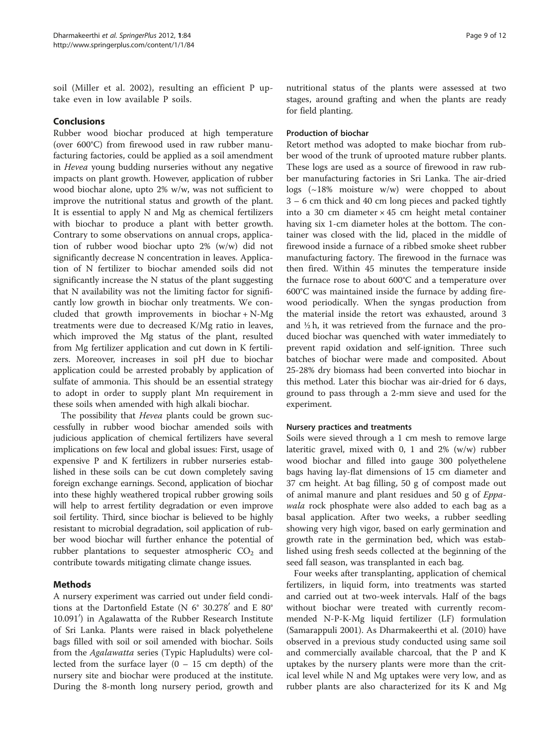soil (Miller et al. 2002), resulting an efficient P uptake even in low available P soils.

## Conclusions

Rubber wood biochar produced at high temperature (over 600°C) from firewood used in raw rubber manufacturing factories, could be applied as a soil amendment in *Hevea* young budding nurseries without any negative impacts on plant growth. However, application of rubber wood biochar alone, upto 2% w/w, was not sufficient to improve the nutritional status and growth of the plant. It is essential to apply N and Mg as chemical fertilizers with biochar to produce a plant with better growth. Contrary to some observations on annual crops, application of rubber wood biochar upto 2% (w/w) did not significantly decrease N concentration in leaves. Application of N fertilizer to biochar amended soils did not significantly increase the N status of the plant suggesting that N availability was not the limiting factor for significantly low growth in biochar only treatments. We concluded that growth improvements in biochar + N-Mg treatments were due to decreased K/Mg ratio in leaves, which improved the Mg status of the plant, resulted from Mg fertilizer application and cut down in K fertilizers. Moreover, increases in soil pH due to biochar application could be arrested probably by application of sulfate of ammonia. This should be an essential strategy to adopt in order to supply plant Mn requirement in these soils when amended with high alkali biochar.

The possibility that *Hevea* plants could be grown successfully in rubber wood biochar amended soils with judicious application of chemical fertilizers have several implications on few local and global issues: First, usage of expensive P and K fertilizers in rubber nurseries established in these soils can be cut down completely saving foreign exchange earnings. Second, application of biochar into these highly weathered tropical rubber growing soils will help to arrest fertility degradation or even improve soil fertility. Third, since biochar is believed to be highly resistant to microbial degradation, soil application of rubber wood biochar will further enhance the potential of rubber plantations to sequester atmospheric $CO_2$ and contribute towards mitigating climate change issues.

## Methods

A nursery experiment was carried out under field conditions at the Dartonfield Estate (N 6° 30.278′ and E 80° 10.091′) in Agalawatta of the Rubber Research Institute of Sri Lanka. Plants were raised in black polyethelene bags filled with soil or soil amended with biochar. Soils from the *Agalawatta* series (Typic Hapludults) were collected from the surface layer (0 – 15 cm depth) of the nursery site and biochar were produced at the institute. During the 8-month long nursery period, growth and nutritional status of the plants were assessed at two stages, around grafting and when the plants are ready for field planting.

### Production of biochar

Retort method was adopted to make biochar from rubber wood of the trunk of uprooted mature rubber plants. These logs are used as a source of firewood in raw rubber manufacturing factories in Sri Lanka. The air-dried logs (~18% moisture w/w) were chopped to about 3 – 6 cm thick and 40 cm long pieces and packed tightly into a 30 cm diameter × 45 cm height metal container having six 1-cm diameter holes at the bottom. The container was closed with the lid, placed in the middle of firewood inside a furnace of a ribbed smoke sheet rubber manufacturing factory. The firewood in the furnace was then fired. Within 45 minutes the temperature inside the furnace rose to about 600°C and a temperature over 600°C was maintained inside the furnace by adding firewood periodically. When the syngas production from the material inside the retort was exhausted, around 3 and ½ h, it was retrieved from the furnace and the produced biochar was quenched with water immediately to prevent rapid oxidation and self-ignition. Three such batches of biochar were made and composited. About 25-28% dry biomass had been converted into biochar in this method. Later this biochar was air-dried for 6 days, ground to pass through a 2-mm sieve and used for the experiment.

### Nursery practices and treatments

Soils were sieved through a 1 cm mesh to remove large lateritic gravel, mixed with 0, 1 and 2% (w/w) rubber wood biochar and filled into gauge 300 polyethelene bags having lay-flat dimensions of 15 cm diameter and 37 cm height. At bag filling, 50 g of compost made out of animal manure and plant residues and 50 g of *Eppawala* rock phosphate were also added to each bag as a basal application. After two weeks, a rubber seedling showing very high vigor, based on early germination and growth rate in the germination bed, which was established using fresh seeds collected at the beginning of the seed fall season, was transplanted in each bag.

Four weeks after transplanting, application of chemical fertilizers, in liquid form, into treatments was started and carried out at two-week intervals. Half of the bags without biochar were treated with currently recommended N-P-K-Mg liquid fertilizer (LF) formulation (Samarappuli 2001). As Dharmakeerthi et al. (2010) have observed in a previous study conducted using same soil and commercially available charcoal, that the P and K uptakes by the nursery plants were more than the critical level while N and Mg uptakes were very low, and as rubber plants are also characterized for its K and Mg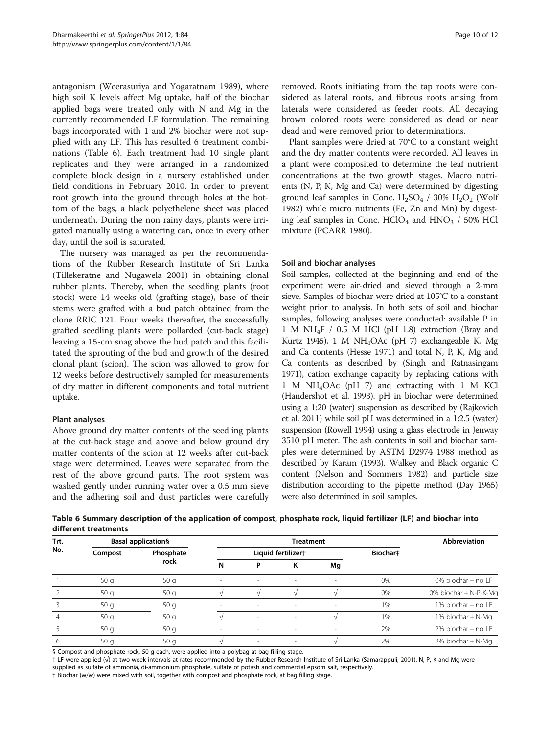antagonism (Weerasuriya and Yogaratnam 1989), where high soil K levels affect Mg uptake, half of the biochar applied bags were treated only with N and Mg in the currently recommended LF formulation. The remaining bags incorporated with 1 and 2% biochar were not supplied with any LF. This has resulted 6 treatment combinations (Table 6). Each treatment had 10 single plant replicates and they were arranged in a randomized complete block design in a nursery established under field conditions in February 2010. In order to prevent root growth into the ground through holes at the bottom of the bags, a black polyethelene sheet was placed underneath. During the non rainy days, plants were irrigated manually using a watering can, once in every other day, until the soil is saturated.

The nursery was managed as per the recommendations of the Rubber Research Institute of Sri Lanka (Tillekeratne and Nugawela 2001) in obtaining clonal rubber plants. Thereby, when the seedling plants (root stock) were 14 weeks old (grafting stage), base of their stems were grafted with a bud patch obtained from the clone RRIC 121. Four weeks thereafter, the successfully grafted seedling plants were pollarded (cut-back stage) leaving a 15-cm snag above the bud patch and this facilitated the sprouting of the bud and growth of the desired clonal plant (scion). The scion was allowed to grow for 12 weeks before destructively sampled for measurements of dry matter in different components and total nutrient uptake.

### Plant analyses

Above ground dry matter contents of the seedling plants at the cut-back stage and above and below ground dry matter contents of the scion at 12 weeks after cut-back stage were determined. Leaves were separated from the rest of the above ground parts. The root system was washed gently under running water over a 0.5 mm sieve and the adhering soil and dust particles were carefully removed. Roots initiating from the tap roots were considered as lateral roots, and fibrous roots arising from laterals were considered as feeder roots. All decaying brown colored roots were considered as dead or near dead and were removed prior to determinations.

Plant samples were dried at 70°C to a constant weight and the dry matter contents were recorded. All leaves in a plant were composited to determine the leaf nutrient concentrations at the two growth stages. Macro nutrients (N, P, K, Mg and Ca) were determined by digesting ground leaf samples in Conc. $H_2SO_4$ / 30% $H_2O_2$ (Wolf 1982) while micro nutrients (Fe, Zn and Mn) by digesting leaf samples in Conc. $HClO_4$ and $HNO_3$ / 50% HCl mixture (PCARR 1980).

### Soil and biochar analyses

Soil samples, collected at the beginning and end of the experiment were air-dried and sieved through a 2-mm sieve. Samples of biochar were dried at 105°C to a constant weight prior to analysis. In both sets of soil and biochar samples, following analyses were conducted: available P in 1 M $NH_4F$ / 0.5 M HCl (pH 1.8) extraction (Bray and Kurtz 1945), 1 M $NH_4OAc$ (pH 7) exchangeable K, Mg and Ca contents (Hesse 1971) and total N, P, K, Mg and Ca contents as described by (Singh and Ratnasingam 1971), cation exchange capacity by replacing cations with 1 M $NH_4OAc$ (pH 7) and extracting with 1 M KCl (Handershot et al. 1993). pH in biochar were determined using a 1:20 (water) suspension as described by (Rajkovich et al. 2011) while soil pH was determined in a 1:2.5 (water) suspension (Rowell 1994) using a glass electrode in Jenway 3510 pH meter. The ash contents in soil and biochar samples were determined by ASTM D2974 1988 method as described by Karam (1993). Walkey and Black organic C content (Nelson and Sommers 1982) and particle size distribution according to the pipette method (Day 1965) were also determined in soil samples.

**Table 6 Summary description of the application of compost, phosphate rock, liquid fertilizer (LF) and biochar into different treatments**

| Trt. No. | Basal application§ | | Treatment | | | | | Abbreviation |
|---|---|---|---|---|---|---|---|---|
| | Compost | Phosphate rock | Liquid fertilizer† | | | | Biochar‡ | |
| | | | N | P | K | Mg | | |
| 1 | 50 g | 50 g | - | - | - | - | 0% | 0% biochar + no LF |
| 2 | 50 g | 50 g | √ | √ | √ | √ | 0% | 0% biochar + N-P-K-Mg |
| 3 | 50 g | 50 g | - | - | - | - | 1% | 1% biochar + no LF |
| 4 | 50 g | 50 g | √ | - | - | √ | 1% | 1% biochar + N-Mg |
| 5 | 50 g | 50 g | - | - | - | - | 2% | 2% biochar + no LF |
| 6 | 50 g | 50 g | √ | - | - | √ | 2% | 2% biochar + N-Mg |

§ Compost and phosphate rock, 50 g each, were applied into a polybag at bag filling stage.

† LF were applied (√) at two-week intervals at rates recommended by the Rubber Research Institute of Sri Lanka (Samarappuli, 2001). N, P, K and Mg were supplied as sulfate of ammonia, di-ammonium phosphate, sulfate of potash and commercial epsom salt, respectively.

‡ Biochar (w/w) were mixed with soil, together with compost and phosphate rock, at bag filling stage.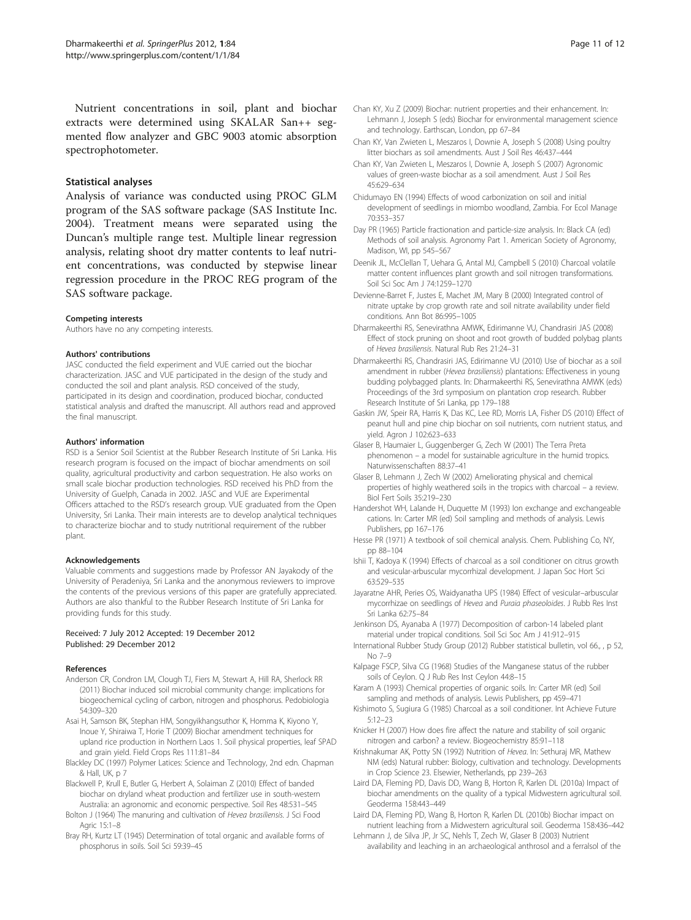Nutrient concentrations in soil, plant and biochar extracts were determined using SKALAR San++ segmented flow analyzer and GBC 9003 atomic absorption spectrophotometer.

### Statistical analyses

Analysis of variance was conducted using PROC GLM program of the SAS software package (SAS Institute Inc. 2004). Treatment means were separated using the Duncan's multiple range test. Multiple linear regression analysis, relating shoot dry matter contents to leaf nutrient concentrations, was conducted by stepwise linear regression procedure in the PROC REG program of the SAS software package.

#### Competing interests

Authors have no any competing interests.

#### Authors' contributions

JASC conducted the field experiment and VUE carried out the biochar characterization. JASC and VUE participated in the design of the study and conducted the soil and plant analysis. RSD conceived of the study, participated in its design and coordination, produced biochar, conducted statistical analysis and drafted the manuscript. All authors read and approved the final manuscript.

#### Authors' information

RSD is a Senior Soil Scientist at the Rubber Research Institute of Sri Lanka. His research program is focused on the impact of biochar amendments on soil quality, agricultural productivity and carbon sequestration. He also works on small scale biochar production technologies. RSD received his PhD from the University of Guelph, Canada in 2002. JASC and VUE are Experimental Officers attached to the RSD's research group. VUE graduated from the Open University, Sri Lanka. Their main interests are to develop analytical techniques to characterize biochar and to study nutritional requirement of the rubber plant.

#### Acknowledgements

Valuable comments and suggestions made by Professor AN Jayakody of the University of Peradeniya, Sri Lanka and the anonymous reviewers to improve the contents of the previous versions of this paper are gratefully appreciated. Authors are also thankful to the Rubber Research Institute of Sri Lanka for providing funds for this study.

Received: 7 July 2012 Accepted: 19 December 2012
Published: 29 December 2012

#### References

Anderson CR, Condron LM, Clough TJ, Fiers M, Stewart A, Hill RA, Sherlock RR (2011) Biochar induced soil microbial community change: implications for biogeochemical cycling of carbon, nitrogen and phosphorus. Pedobiologia 54:309–320

Asai H, Samson BK, Stephan HM, Songyikhangsuthor K, Homma K, Kiyono Y, Inoue Y, Shiraiwa T, Horie T (2009) Biochar amendment techniques for upland rice production in Northern Laos 1. Soil physical properties, leaf SPAD and grain yield. Field Crops Res 111:81–84

Blackley DC (1997) Polymer Latices: Science and Technology, 2nd edn. Chapman & Hall, UK, p 7

Blackwell P, Krull E, Butler G, Herbert A, Solaiman Z (2010) Effect of banded biochar on dryland wheat production and fertilizer use in south-western Australia: an agronomic and economic perspective. Soil Res 48:531–545

Bolton J (1964) The manuring and cultivation of *Hevea brasiliensis*. J Sci Food Agric 15:1–8

Bray RH, Kurtz LT (1945) Determination of total organic and available forms of phosphorus in soils. Soil Sci 59:39–45

Chan KY, Xu Z (2009) Biochar: nutrient properties and their enhancement. In: Lehmann J, Joseph S (eds) Biochar for environmental management science and technology. Earthscan, London, pp 67–84

Chan KY, Van Zwieten L, Meszaros I, Downie A, Joseph S (2008) Using poultry litter biochars as soil amendments. Aust J Soil Res 46:437–444

Chan KY, Van Zwieten L, Meszaros I, Downie A, Joseph S (2007) Agronomic values of green-waste biochar as a soil amendment. Aust J Soil Res 45:629–634

Chidumayo EN (1994) Effects of wood carbonization on soil and initial development of seedlings in miombo woodland, Zambia. For Ecol Manage 70:353–357

Day PR (1965) Particle fractionation and particle-size analysis. In: Black CA (ed) Methods of soil analysis. Agronomy Part 1. American Society of Agronomy, Madison, WI, pp 545–567

Deenik JL, McClellan T, Uehara G, Antal MJ, Campbell S (2010) Charcoal volatile matter content influences plant growth and soil nitrogen transformations. Soil Sci Soc Am J 74:1259–1270

Devienne-Barret F, Justes E, Machet JM, Mary B (2000) Integrated control of nitrate uptake by crop growth rate and soil nitrate availability under field conditions. Ann Bot 86:995–1005

Dharmakeerthi RS, Senevirathna AMWK, Edirimanne VU, Chandrasiri JAS (2008) Effect of stock pruning on shoot and root growth of budded polybag plants of *Hevea brasiliensis*. Natural Rub Res 21:24–31

Dharmakeerthi RS, Chandrasiri JAS, Edirimanne VU (2010) Use of biochar as a soil amendment in rubber (*Hevea brasiliensis*) plantations: Effectiveness in young budding polybagged plants. In: Dharmakeerthi RS, Senevirathna AMWK (eds) Proceedings of the 3rd symposium on plantation crop research. Rubber Research Institute of Sri Lanka, pp 179–188

Gaskin JW, Speir RA, Harris K, Das KC, Lee RD, Morris LA, Fisher DS (2010) Effect of peanut hull and pine chip biochar on soil nutrients, corn nutrient status, and yield. Agron J 102:623–633

Glaser B, Haumaier L, Guggenberger G, Zech W (2001) The Terra Preta phenomenon – a model for sustainable agriculture in the humid tropics. Naturwissenschaften 88:37–41

Glaser B, Lehmann J, Zech W (2002) Ameliorating physical and chemical properties of highly weathered soils in the tropics with charcoal – a review. Biol Fert Soils 35:219–230

Handershot WH, Lalande H, Duquette M (1993) Ion exchange and exchangeable cations. In: Carter MR (ed) Soil sampling and methods of analysis. Lewis Publishers, pp 167–176

Hesse PR (1971) A textbook of soil chemical analysis. Chem. Publishing Co, NY, pp 88–104

Ishii T, Kadoya K (1994) Effects of charcoal as a soil conditioner on citrus growth and vesicular-arbuscular mycorrhizal development. J Japan Soc Hort Sci 63:529–535

Jayaratne AHR, Peries OS, Waidyanatha UPS (1984) Effect of vesicular–arbuscular mycorrhizae on seedlings of *Hevea* and *Puraia phaseoloides*. J Rubb Res Inst Sri Lanka 62:75–84

Jenkinson DS, Ayanaba A (1977) Decomposition of carbon-14 labeled plant material under tropical conditions. Soil Sci Soc Am J 41:912–915

International Rubber Study Group (2012) Rubber statistical bulletin, vol 66., , p 52, No 7–9

Kalpage FSCP, Silva CG (1968) Studies of the Manganese status of the rubber soils of Ceylon. Q J Rub Res Inst Ceylon 44:8–15

Karam A (1993) Chemical properties of organic soils. In: Carter MR (ed) Soil sampling and methods of analysis. Lewis Publishers, pp 459–471

Kishimoto S, Sugiura G (1985) Charcoal as a soil conditioner. Int Achieve Future 5:12–23

Knicker H (2007) How does fire affect the nature and stability of soil organic nitrogen and carbon? a review. Biogeochemistry 85:91–118

Krishnakumar AK, Potty SN (1992) Nutrition of *Hevea*. In: Sethuraj MR, Mathew NM (eds) Natural rubber: Biology, cultivation and technology. Developments in Crop Science 23. Elsewier, Netherlands, pp 239–263

Laird DA, Fleming PD, Davis DD, Wang B, Horton R, Karlen DL (2010a) Impact of biochar amendments on the quality of a typical Midwestern agricultural soil. Geoderma 158:443–449

Laird DA, Fleming PD, Wang B, Horton R, Karlen DL (2010b) Biochar impact on nutrient leaching from a Midwestern agricultural soil. Geoderma 158:436–442

Lehmann J, de Silva JP, Jr SC, Nehls T, Zech W, Glaser B (2003) Nutrient availability and leaching in an archaeological anthrosol and a ferralsol of the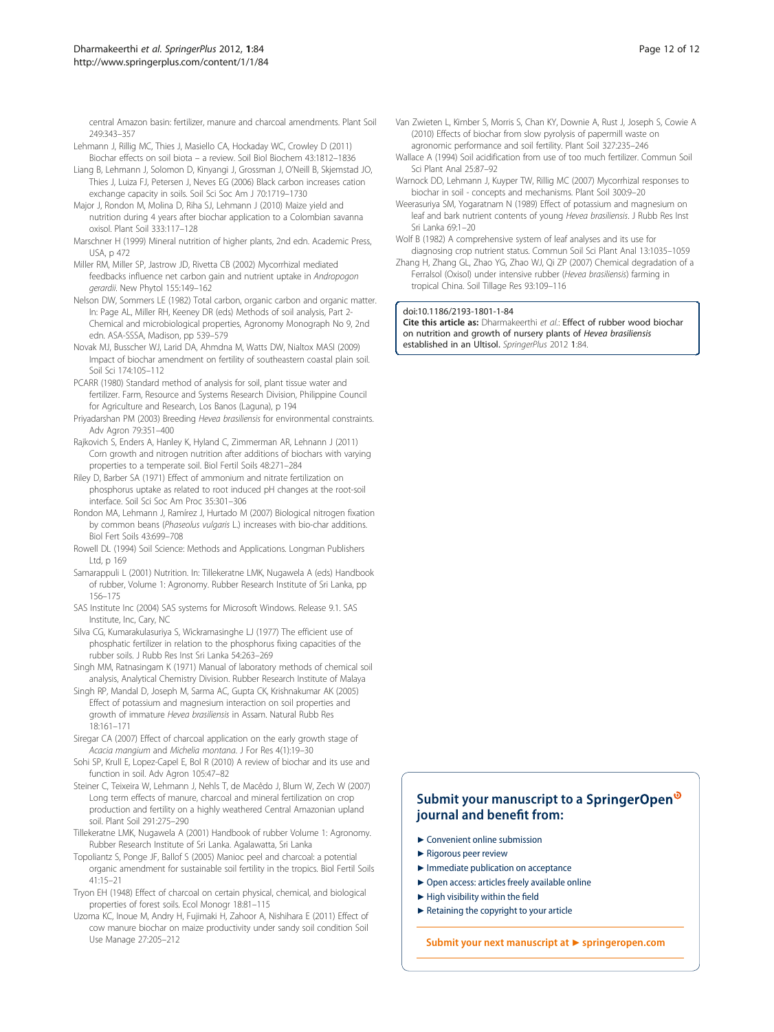central Amazon basin: fertilizer, manure and charcoal amendments. Plant Soil 249:343–357

Lehmann J, Rillig MC, Thies J, Masiello CA, Hockaday WC, Crowley D (2011) Biochar effects on soil biota – a review. Soil Biol Biochem 43:1812–1836

Liang B, Lehmann J, Solomon D, Kinyangi J, Grossman J, O'Neill B, Skjemstad JO, Thies J, Luiza FJ, Petersen J, Neves EG (2006) Black carbon increases cation exchange capacity in soils. Soil Sci Soc Am J 70:1719–1730

Major J, Rondon M, Molina D, Riha SJ, Lehmann J (2010) Maize yield and nutrition during 4 years after biochar application to a Colombian savanna oxisol. Plant Soil 333:117–128

Marschner H (1999) Mineral nutrition of higher plants, 2nd edn. Academic Press, USA, p 472

Miller RM, Miller SP, Jastrow JD, Rivetta CB (2002) Mycorrhizal mediated feedbacks influence net carbon gain and nutrient uptake in *Andropogon gerardii*. New Phytol 155:149–162

Nelson DW, Sommers LE (1982) Total carbon, organic carbon and organic matter. In: Page AL, Miller RH, Keeney DR (eds) Methods of soil analysis, Part 2- Chemical and microbiological properties, Agronomy Monograph No 9, 2nd edn. ASA-SSSA, Madison, pp 539–579

Novak MJ, Busscher WJ, Larid DA, Ahmdna M, Watts DW, Nialtox MASI (2009) Impact of biochar amendment on fertility of southeastern coastal plain soil. Soil Sci 174:105–112

PCARR (1980) Standard method of analysis for soil, plant tissue water and fertilizer. Farm, Resource and Systems Research Division, Philippine Council for Agriculture and Research, Los Banos (Laguna), p 194

Priyadarshan PM (2003) Breeding *Hevea brasiliensis* for environmental constraints. Adv Agron 79:351–400

Rajkovich S, Enders A, Hanley K, Hyland C, Zimmerman AR, Lehnann J (2011) Corn growth and nitrogen nutrition after additions of biochars with varying properties to a temperate soil. Biol Fertil Soils 48:271–284

Riley D, Barber SA (1971) Effect of ammonium and nitrate fertilization on phosphorus uptake as related to root induced pH changes at the root-soil interface. Soil Sci Soc Am Proc 35:301–306

Rondon MA, Lehmann J, Ramírez J, Hurtado M (2007) Biological nitrogen fixation by common beans (*Phaseolus vulgaris* L.) increases with bio-char additions. Biol Fert Soils 43:699–708

Rowell DL (1994) Soil Science: Methods and Applications. Longman Publishers Ltd, p 169

Samarappuli L (2001) Nutrition. In: Tillekeratne LMK, Nugawela A (eds) Handbook of rubber, Volume 1: Agronomy. Rubber Research Institute of Sri Lanka, pp 156–175

SAS Institute Inc (2004) SAS systems for Microsoft Windows. Release 9.1. SAS Institute, Inc, Cary, NC

Silva CG, Kumarakulasuriya S, Wickramasinghe LJ (1977) The efficient use of phosphatic fertilizer in relation to the phosphorus fixing capacities of the rubber soils. J Rubb Res Inst Sri Lanka 54:263–269

Singh MM, Ratnasingam K (1971) Manual of laboratory methods of chemical soil analysis, Analytical Chemistry Division. Rubber Research Institute of Malaya

Singh RP, Mandal D, Joseph M, Sarma AC, Gupta CK, Krishnakumar AK (2005) Effect of potassium and magnesium interaction on soil properties and growth of immature *Hevea brasiliensis* in Assam. Natural Rubb Res 18:161–171

Siregar CA (2007) Effect of charcoal application on the early growth stage of *Acacia mangium* and *Michelia montana*. J For Res 4(1):19–30

Sohi SP, Krull E, Lopez-Capel E, Bol R (2010) A review of biochar and its use and function in soil. Adv Agron 105:47–82

Steiner C, Teixeira W, Lehmann J, Nehls T, de Macêdo J, Blum W, Zech W (2007) Long term effects of manure, charcoal and mineral fertilization on crop production and fertility on a highly weathered Central Amazonian upland soil. Plant Soil 291:275–290

Tillekeratne LMK, Nugawela A (2001) Handbook of rubber Volume 1: Agronomy. Rubber Research Institute of Sri Lanka. Agalawatta, Sri Lanka

Topoliantz S, Ponge JF, Ballof S (2005) Manioc peel and charcoal: a potential organic amendment for sustainable soil fertility in the tropics. Biol Fertil Soils 41:15–21

Tryon EH (1948) Effect of charcoal on certain physical, chemical, and biological properties of forest soils. Ecol Monogr 18:81–115

Uzoma KC, Inoue M, Andry H, Fujimaki H, Zahoor A, Nishihara E (2011) Effect of cow manure biochar on maize productivity under sandy soil condition Soil Use Manage 27:205–212

Van Zwieten L, Kimber S, Morris S, Chan KY, Downie A, Rust J, Joseph S, Cowie A (2010) Effects of biochar from slow pyrolysis of papermill waste on agronomic performance and soil fertility. Plant Soil 327:235–246

Wallace A (1994) Soil acidification from use of too much fertilizer. Commun Soil Sci Plant Anal 25:87–92

Warnock DD, Lehmann J, Kuyper TW, Rillig MC (2007) Mycorrhizal responses to biochar in soil - concepts and mechanisms. Plant Soil 300:9–20

Weerasuriya SM, Yogaratnam N (1989) Effect of potassium and magnesium on leaf and bark nutrient contents of young *Hevea brasiliensis*. J Rubb Res Inst Sri Lanka 69:1–20

Wolf B (1982) A comprehensive system of leaf analyses and its use for diagnosing crop nutrient status. Commun Soil Sci Plant Anal 13:1035–1059

Zhang H, Zhang GL, Zhao YG, Zhao WJ, Qi ZP (2007) Chemical degradation of a Ferralsol (Oxisol) under intensive rubber (*Hevea brasiliensis*) farming in tropical China. Soil Tillage Res 93:109–116

doi:10.1186/2193-1801-1-84

**Cite this article as:** Dharmakeerthi *et al.*: Effect of rubber wood biochar on nutrition and growth of nursery plants of *Hevea brasiliensis* established in an Ultisol. *SpringerPlus* 2012 1:84.

**Submit your manuscript to a SpringerOpen journal and benefit from:**

- ► Convenient online submission
- ► Rigorous peer review
- ► Immediate publication on acceptance
- ► Open access: articles freely available online
- ► High visibility within the field
- ► Retaining the copyright to your article

**Submit your next manuscript at ► springeropen.com**